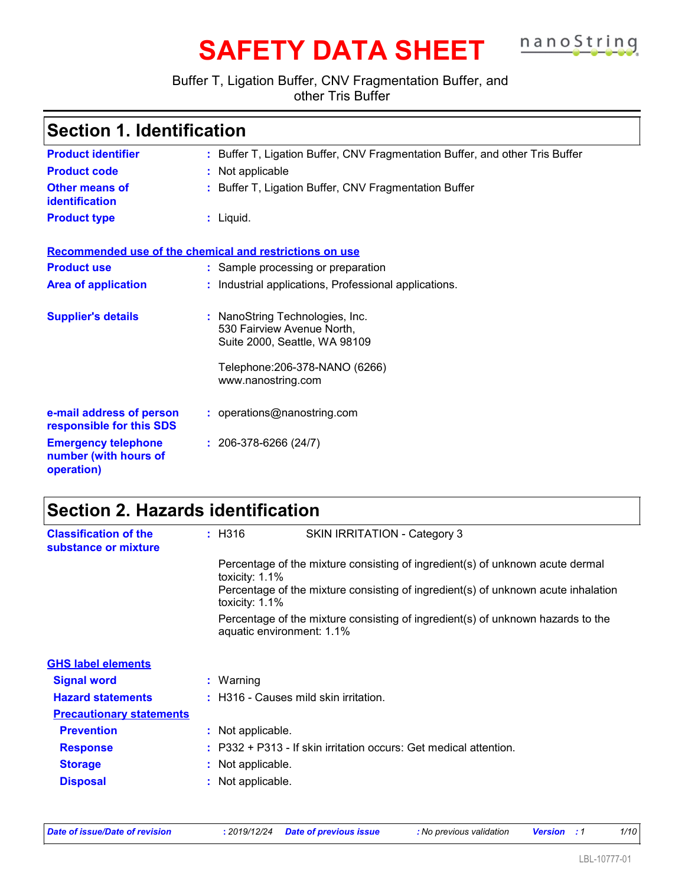# SAFETY DATA SHEET

Buffer T, Ligation Buffer, CNV Fragmentation Buffer, and other Tris Buffer

## Section 1. Identification

| | |
|---|---|
| **Product identifier** | : Buffer T, Ligation Buffer, CNV Fragmentation Buffer, and other Tris Buffer |
| **Product code** | : Not applicable |
| **Other means of identification** | : Buffer T, Ligation Buffer, CNV Fragmentation Buffer |
| **Product type** | : Liquid. |

**Recommended use of the chemical and restrictions on use**

| | |
|---|---|
| **Product use** | : Sample processing or preparation |
| **Area of application** | : Industrial applications, Professional applications. |

**Supplier's details** : NanoString Technologies, Inc.
530 Fairview Avenue North,
Suite 2000, Seattle, WA 98109

Telephone:206-378-NANO (6266)
www.nanostring.com

**e-mail address of person responsible for this SDS** : operations@nanostring.com

**Emergency telephone number (with hours of operation)** : 206-378-6266 (24/7)

## Section 2. Hazards identification

**Classification of the substance or mixture** : H316 SKIN IRRITATION - Category 3

Percentage of the mixture consisting of ingredient(s) of unknown acute dermal toxicity: 1.1%
Percentage of the mixture consisting of ingredient(s) of unknown acute inhalation toxicity: 1.1%

Percentage of the mixture consisting of ingredient(s) of unknown hazards to the aquatic environment: 1.1%

**GHS label elements**

| | |
|---|---|
| **Signal word** | : Warning |
| **Hazard statements** | : H316 - Causes mild skin irritation. |

**Precautionary statements**

| | |
|---|---|
| **Prevention** | : Not applicable. |
| **Response** | : P332 + P313 - If skin irritation occurs: Get medical attention. |
| **Storage** | : Not applicable. |
| **Disposal** | : Not applicable. |

*Date of issue/Date of revision* : 2019/12/24 *Date of previous issue* : No previous validation *Version* : 1

LBL-10777-01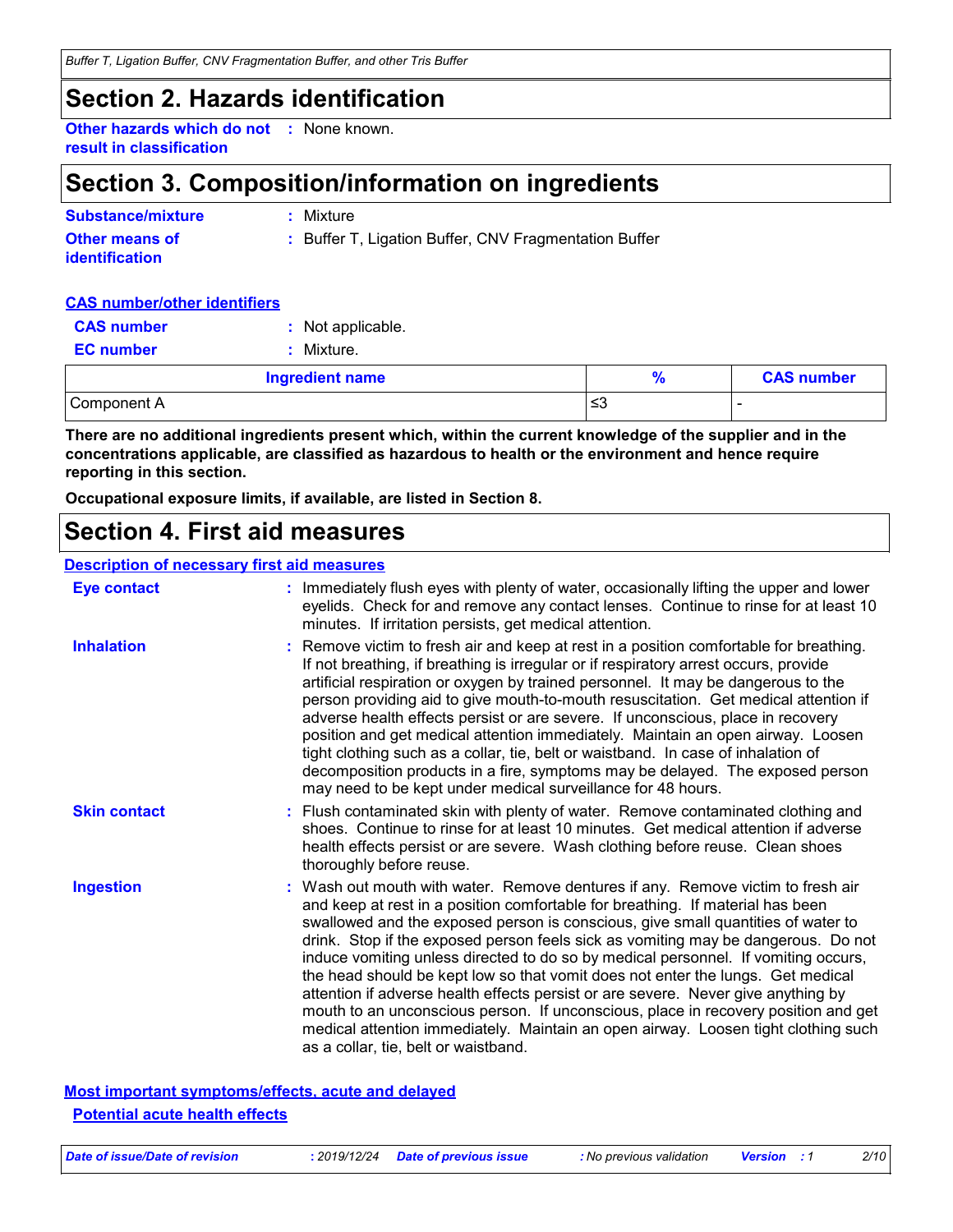## Section 2. Hazards identification

**Other hazards which do not result in classification** : None known.

## Section 3. Composition/information on ingredients

**Substance/mixture** : Mixture

**Other means of identification** : Buffer T, Ligation Buffer, CNV Fragmentation Buffer

**CAS number/other identifiers**

**CAS number** : Not applicable.

**EC number** : Mixture.

| Ingredient name | % | CAS number |
|---|---|---|
| Component A | ≤3 | - |

**There are no additional ingredients present which, within the current knowledge of the supplier and in the concentrations applicable, are classified as hazardous to health or the environment and hence require reporting in this section.**

**Occupational exposure limits, if available, are listed in Section 8.**

## Section 4. First aid measures

**Description of necessary first aid measures**

**Eye contact** : Immediately flush eyes with plenty of water, occasionally lifting the upper and lower eyelids. Check for and remove any contact lenses. Continue to rinse for at least 10 minutes. If irritation persists, get medical attention.

**Inhalation** : Remove victim to fresh air and keep at rest in a position comfortable for breathing. If not breathing, if breathing is irregular or if respiratory arrest occurs, provide artificial respiration or oxygen by trained personnel. It may be dangerous to the person providing aid to give mouth-to-mouth resuscitation. Get medical attention if adverse health effects persist or are severe. If unconscious, place in recovery position and get medical attention immediately. Maintain an open airway. Loosen tight clothing such as a collar, tie, belt or waistband. In case of inhalation of decomposition products in a fire, symptoms may be delayed. The exposed person may need to be kept under medical surveillance for 48 hours.

**Skin contact** : Flush contaminated skin with plenty of water. Remove contaminated clothing and shoes. Continue to rinse for at least 10 minutes. Get medical attention if adverse health effects persist or are severe. Wash clothing before reuse. Clean shoes thoroughly before reuse.

**Ingestion** : Wash out mouth with water. Remove dentures if any. Remove victim to fresh air and keep at rest in a position comfortable for breathing. If material has been swallowed and the exposed person is conscious, give small quantities of water to drink. Stop if the exposed person feels sick as vomiting may be dangerous. Do not induce vomiting unless directed to do so by medical personnel. If vomiting occurs, the head should be kept low so that vomit does not enter the lungs. Get medical attention if adverse health effects persist or are severe. Never give anything by mouth to an unconscious person. If unconscious, place in recovery position and get medical attention immediately. Maintain an open airway. Loosen tight clothing such as a collar, tie, belt or waistband.

**Most important symptoms/effects, acute and delayed**

**Potential acute health effects**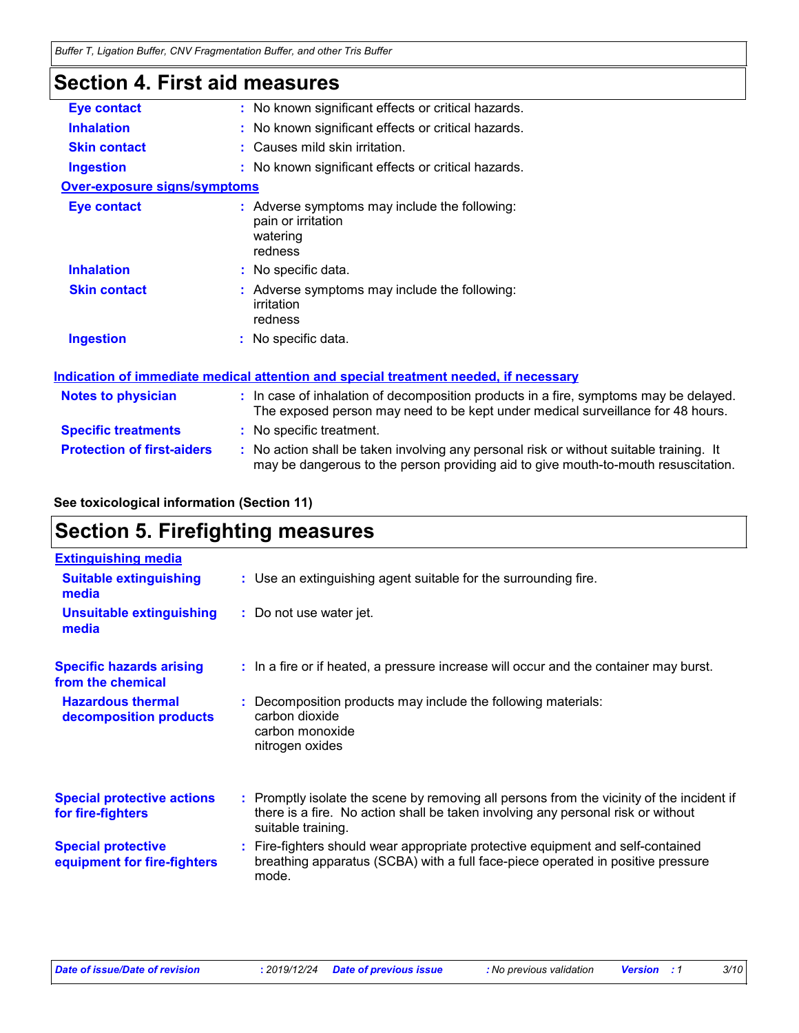# Section 4. First aid measures

| | |
|---|---|
| **Eye contact** | No known significant effects or critical hazards. |
| **Inhalation** | No known significant effects or critical hazards. |
| **Skin contact** | Causes mild skin irritation. |
| **Ingestion** | No known significant effects or critical hazards. |

**Over-exposure signs/symptoms**

| | |
|---|---|
| **Eye contact** | Adverse symptoms may include the following: pain or irritation, watering, redness |
| **Inhalation** | No specific data. |
| **Skin contact** | Adverse symptoms may include the following: irritation, redness |
| **Ingestion** | No specific data. |

**Indication of immediate medical attention and special treatment needed, if necessary**

| | |
|---|---|
| **Notes to physician** | In case of inhalation of decomposition products in a fire, symptoms may be delayed. The exposed person may need to be kept under medical surveillance for 48 hours. |
| **Specific treatments** | No specific treatment. |
| **Protection of first-aiders** | No action shall be taken involving any personal risk or without suitable training. It may be dangerous to the person providing aid to give mouth-to-mouth resuscitation. |

**See toxicological information (Section 11)**

# Section 5. Firefighting measures

**Extinguishing media**

| | |
|---|---|
| **Suitable extinguishing media** | Use an extinguishing agent suitable for the surrounding fire. |
| **Unsuitable extinguishing media** | Do not use water jet. |

| | |
|---|---|
| **Specific hazards arising from the chemical** | In a fire or if heated, a pressure increase will occur and the container may burst. |
| **Hazardous thermal decomposition products** | Decomposition products may include the following materials: carbon dioxide, carbon monoxide, nitrogen oxides |
| **Special protective actions for fire-fighters** | Promptly isolate the scene by removing all persons from the vicinity of the incident if there is a fire. No action shall be taken involving any personal risk or without suitable training. |
| **Special protective equipment for fire-fighters** | Fire-fighters should wear appropriate protective equipment and self-contained breathing apparatus (SCBA) with a full face-piece operated in positive pressure mode. |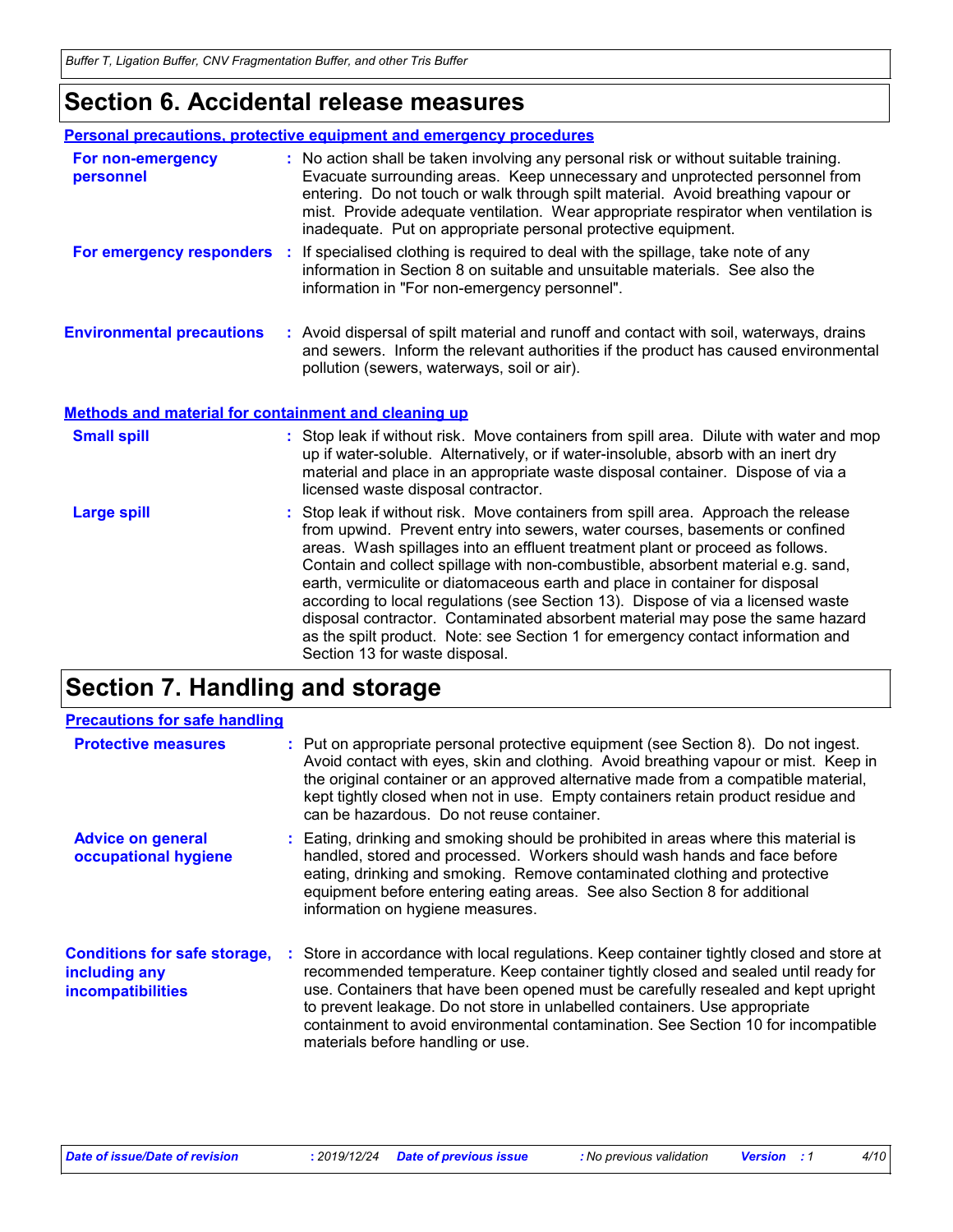## Section 6. Accidental release measures

### Personal precautions, protective equipment and emergency procedures

**For non-emergency personnel** : No action shall be taken involving any personal risk or without suitable training. Evacuate surrounding areas. Keep unnecessary and unprotected personnel from entering. Do not touch or walk through spilt material. Avoid breathing vapour or mist. Provide adequate ventilation. Wear appropriate respirator when ventilation is inadequate. Put on appropriate personal protective equipment.

**For emergency responders** : If specialised clothing is required to deal with the spillage, take note of any information in Section 8 on suitable and unsuitable materials. See also the information in "For non-emergency personnel".

**Environmental precautions** : Avoid dispersal of spilt material and runoff and contact with soil, waterways, drains and sewers. Inform the relevant authorities if the product has caused environmental pollution (sewers, waterways, soil or air).

### Methods and material for containment and cleaning up

**Small spill** : Stop leak if without risk. Move containers from spill area. Dilute with water and mop up if water-soluble. Alternatively, or if water-insoluble, absorb with an inert dry material and place in an appropriate waste disposal container. Dispose of via a licensed waste disposal contractor.

**Large spill** : Stop leak if without risk. Move containers from spill area. Approach the release from upwind. Prevent entry into sewers, water courses, basements or confined areas. Wash spillages into an effluent treatment plant or proceed as follows. Contain and collect spillage with non-combustible, absorbent material e.g. sand, earth, vermiculite or diatomaceous earth and place in container for disposal according to local regulations (see Section 13). Dispose of via a licensed waste disposal contractor. Contaminated absorbent material may pose the same hazard as the spilt product. Note: see Section 1 for emergency contact information and Section 13 for waste disposal.

## Section 7. Handling and storage

### Precautions for safe handling

**Protective measures** : Put on appropriate personal protective equipment (see Section 8). Do not ingest. Avoid contact with eyes, skin and clothing. Avoid breathing vapour or mist. Keep in the original container or an approved alternative made from a compatible material, kept tightly closed when not in use. Empty containers retain product residue and can be hazardous. Do not reuse container.

**Advice on general occupational hygiene** : Eating, drinking and smoking should be prohibited in areas where this material is handled, stored and processed. Workers should wash hands and face before eating, drinking and smoking. Remove contaminated clothing and protective equipment before entering eating areas. See also Section 8 for additional information on hygiene measures.

**Conditions for safe storage, including any incompatibilities** : Store in accordance with local regulations. Keep container tightly closed and store at recommended temperature. Keep container tightly closed and sealed until ready for use. Containers that have been opened must be carefully resealed and kept upright to prevent leakage. Do not store in unlabelled containers. Use appropriate containment to avoid environmental contamination. See Section 10 for incompatible materials before handling or use.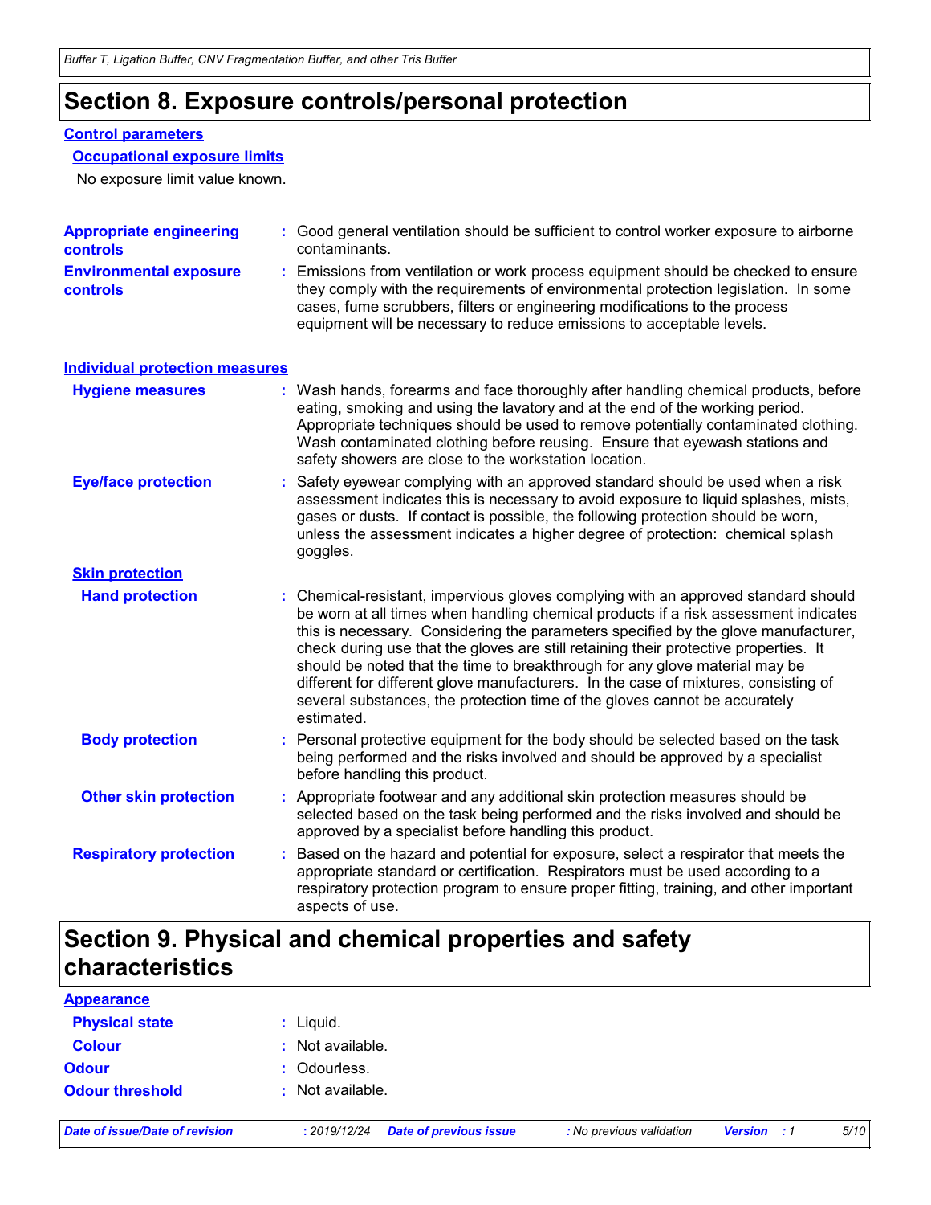# Section 8. Exposure controls/personal protection

## Control parameters

### Occupational exposure limits

No exposure limit value known.

**Appropriate engineering controls** : Good general ventilation should be sufficient to control worker exposure to airborne contaminants.

**Environmental exposure controls** : Emissions from ventilation or work process equipment should be checked to ensure they comply with the requirements of environmental protection legislation. In some cases, fume scrubbers, filters or engineering modifications to the process equipment will be necessary to reduce emissions to acceptable levels.

## Individual protection measures

**Hygiene measures** : Wash hands, forearms and face thoroughly after handling chemical products, before eating, smoking and using the lavatory and at the end of the working period. Appropriate techniques should be used to remove potentially contaminated clothing. Wash contaminated clothing before reusing. Ensure that eyewash stations and safety showers are close to the workstation location.

**Eye/face protection** : Safety eyewear complying with an approved standard should be used when a risk assessment indicates this is necessary to avoid exposure to liquid splashes, mists, gases or dusts. If contact is possible, the following protection should be worn, unless the assessment indicates a higher degree of protection: chemical splash goggles.

### Skin protection

**Hand protection** : Chemical-resistant, impervious gloves complying with an approved standard should be worn at all times when handling chemical products if a risk assessment indicates this is necessary. Considering the parameters specified by the glove manufacturer, check during use that the gloves are still retaining their protective properties. It should be noted that the time to breakthrough for any glove material may be different for different glove manufacturers. In the case of mixtures, consisting of several substances, the protection time of the gloves cannot be accurately estimated.

**Body protection** : Personal protective equipment for the body should be selected based on the task being performed and the risks involved and should be approved by a specialist before handling this product.

**Other skin protection** : Appropriate footwear and any additional skin protection measures should be selected based on the task being performed and the risks involved and should be approved by a specialist before handling this product.

**Respiratory protection** : Based on the hazard and potential for exposure, select a respirator that meets the appropriate standard or certification. Respirators must be used according to a respiratory protection program to ensure proper fitting, training, and other important aspects of use.

# Section 9. Physical and chemical properties and safety characteristics

## Appearance

**Physical state** : Liquid.

**Colour** : Not available.

**Odour** : Odourless.

**Odour threshold** : Not available.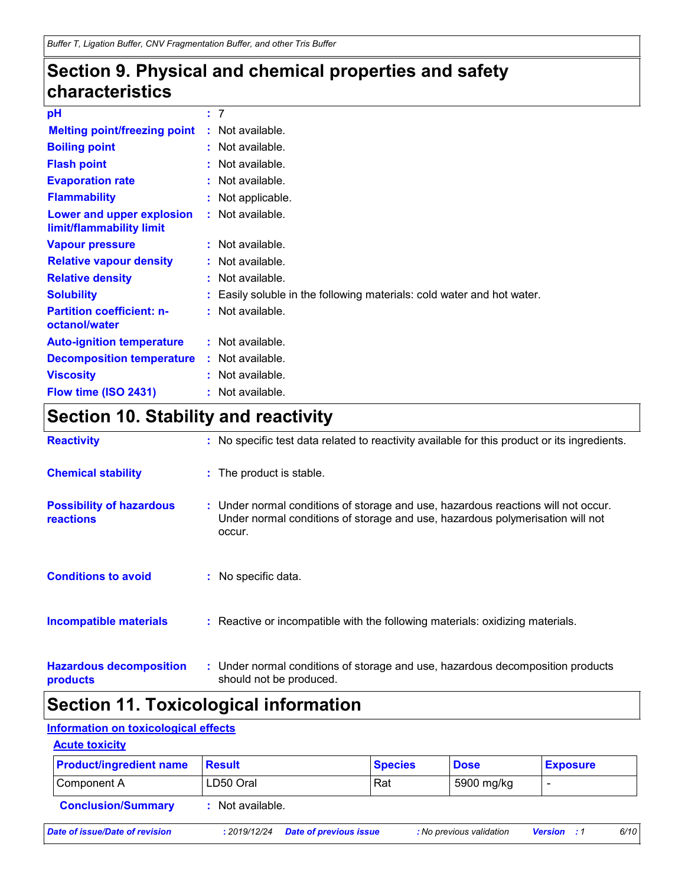## Section 9. Physical and chemical properties and safety characteristics

| | |
|---|---|
| **pH** | : 7 |
| **Melting point/freezing point** | : Not available. |
| **Boiling point** | : Not available. |
| **Flash point** | : Not available. |
| **Evaporation rate** | : Not available. |
| **Flammability** | : Not applicable. |
| **Lower and upper explosion limit/flammability limit** | : Not available. |
| **Vapour pressure** | : Not available. |
| **Relative vapour density** | : Not available. |
| **Relative density** | : Not available. |
| **Solubility** | : Easily soluble in the following materials: cold water and hot water. |
| **Partition coefficient: n-octanol/water** | : Not available. |
| **Auto-ignition temperature** | : Not available. |
| **Decomposition temperature** | : Not available. |
| **Viscosity** | : Not available. |
| **Flow time (ISO 2431)** | : Not available. |

## Section 10. Stability and reactivity

| | |
|---|---|
| **Reactivity** | : No specific test data related to reactivity available for this product or its ingredients. |
| **Chemical stability** | : The product is stable. |
| **Possibility of hazardous reactions** | : Under normal conditions of storage and use, hazardous reactions will not occur. Under normal conditions of storage and use, hazardous polymerisation will not occur. |
| **Conditions to avoid** | : No specific data. |
| **Incompatible materials** | : Reactive or incompatible with the following materials: oxidizing materials. |
| **Hazardous decomposition products** | : Under normal conditions of storage and use, hazardous decomposition products should not be produced. |

## Section 11. Toxicological information

### Information on toxicological effects

#### Acute toxicity

| Product/ingredient name | Result | Species | Dose | Exposure |
|---|---|---|---|---|
| Component A | LD50 Oral | Rat | 5900 mg/kg | - |

**Conclusion/Summary** : Not available.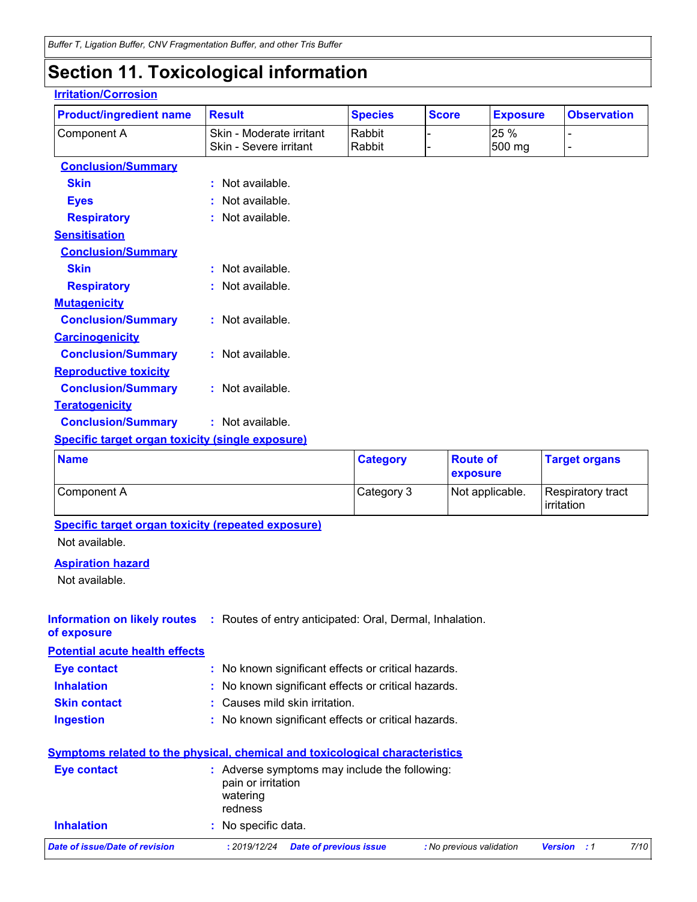# Section 11. Toxicological information

**Irritation/Corrosion**

| Product/ingredient name | Result | Species | Score | Exposure | Observation |
|---|---|---|---|---|---|
| Component A | Skin - Moderate irritant<br>Skin - Severe irritant | Rabbit<br>Rabbit | -<br>- | 25 %<br>500 mg | -<br>- |

**Conclusion/Summary**

**Skin** : Not available.

**Eyes** : Not available.

**Respiratory** : Not available.

**Sensitisation**

**Conclusion/Summary**

**Skin** : Not available.

**Respiratory** : Not available.

**Mutagenicity**

**Conclusion/Summary** : Not available.

**Carcinogenicity**

**Conclusion/Summary** : Not available.

**Reproductive toxicity**

**Conclusion/Summary** : Not available.

**Teratogenicity**

**Conclusion/Summary** : Not available.

**Specific target organ toxicity (single exposure)**

| Name | Category | Route of exposure | Target organs |
|---|---|---|---|
| Component A | Category 3 | Not applicable. | Respiratory tract irritation |

**Specific target organ toxicity (repeated exposure)**

Not available.

**Aspiration hazard**

Not available.

**Information on likely routes of exposure** : Routes of entry anticipated: Oral, Dermal, Inhalation.

**Potential acute health effects**

**Eye contact** : No known significant effects or critical hazards.

**Inhalation** : No known significant effects or critical hazards.

**Skin contact** : Causes mild skin irritation.

**Ingestion** : No known significant effects or critical hazards.

**Symptoms related to the physical, chemical and toxicological characteristics**

**Eye contact** : Adverse symptoms may include the following:
pain or irritation
watering
redness

**Inhalation** : No specific data.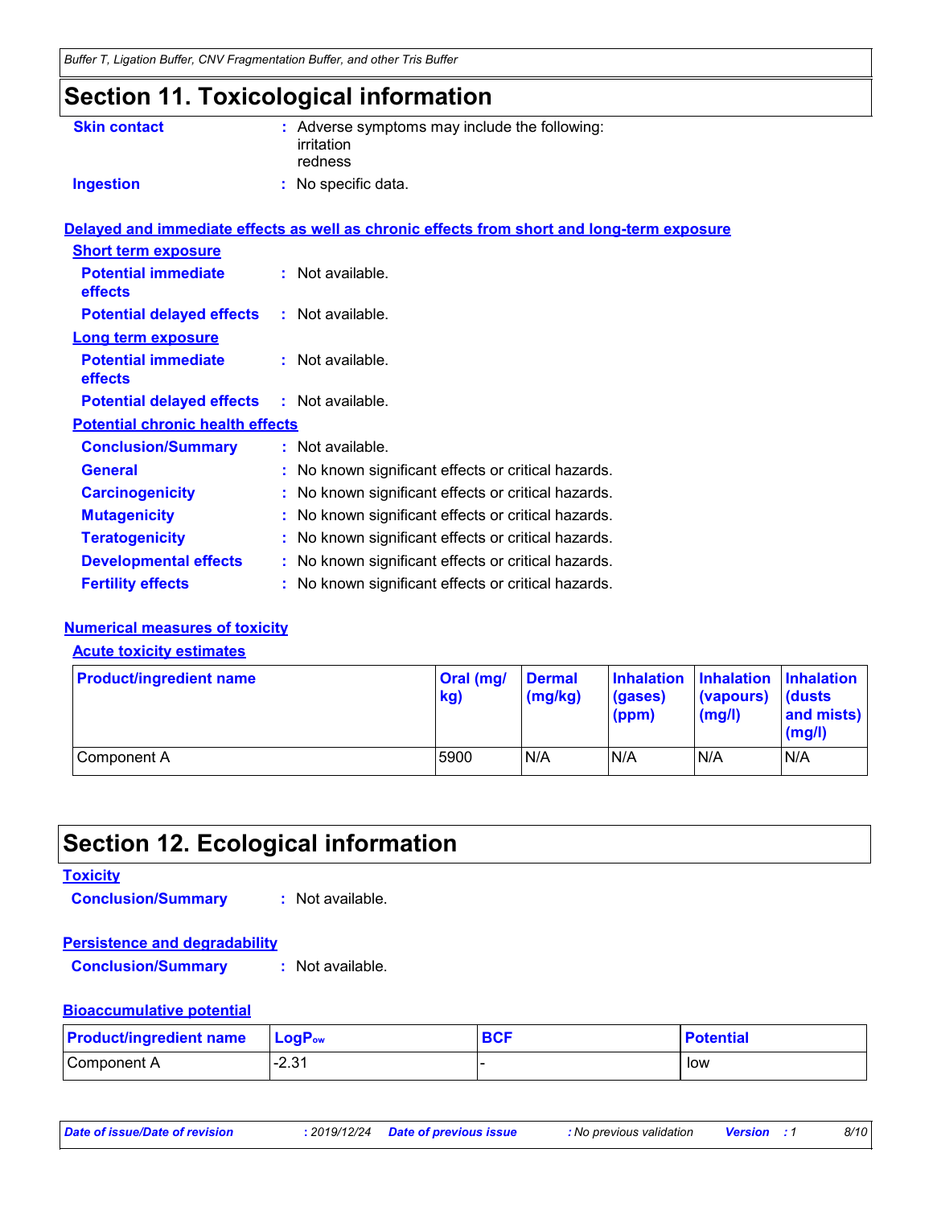## Section 11. Toxicological information

**Skin contact** : Adverse symptoms may include the following:
irritation
redness

**Ingestion** : No specific data.

### Delayed and immediate effects as well as chronic effects from short and long-term exposure

**Short term exposure**

**Potential immediate effects** : Not available.

**Potential delayed effects** : Not available.

**Long term exposure**

**Potential immediate effects** : Not available.

**Potential delayed effects** : Not available.

**Potential chronic health effects**

**Conclusion/Summary** : Not available.

**General** : No known significant effects or critical hazards.

**Carcinogenicity** : No known significant effects or critical hazards.

**Mutagenicity** : No known significant effects or critical hazards.

**Teratogenicity** : No known significant effects or critical hazards.

**Developmental effects** : No known significant effects or critical hazards.

**Fertility effects** : No known significant effects or critical hazards.

### Numerical measures of toxicity

**Acute toxicity estimates**

| Product/ingredient name | Oral (mg/kg) | Dermal (mg/kg) | Inhalation (gases) (ppm) | Inhalation (vapours) (mg/l) | Inhalation (dusts and mists) (mg/l) |
| --- | --- | --- | --- | --- | --- |
| Component A | 5900 | N/A | N/A | N/A | N/A |

## Section 12. Ecological information

### Toxicity

**Conclusion/Summary** : Not available.

### Persistence and degradability

**Conclusion/Summary** : Not available.

### Bioaccumulative potential

| Product/ingredient name | $LogP_{ow}$ | BCF | Potential |
| --- | --- | --- | --- |
| Component A | -2.31 | - | low |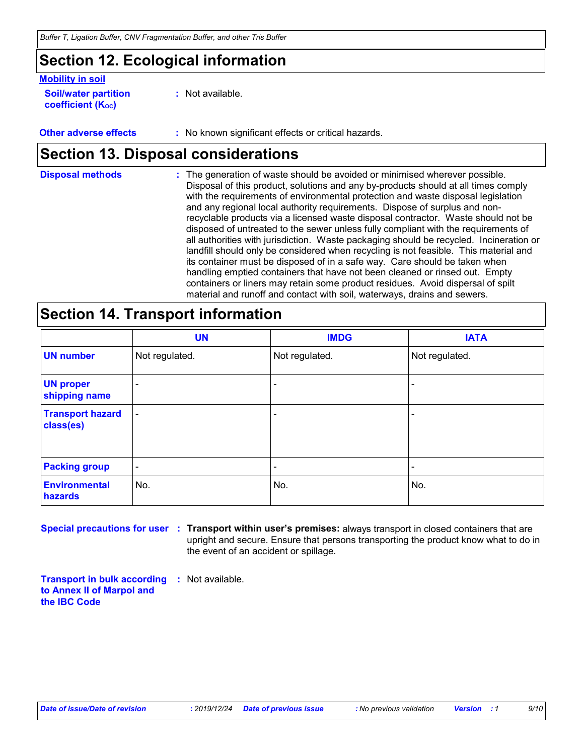## Section 12. Ecological information

**Mobility in soil**

**Soil/water partition coefficient ($K_{OC}$)** : Not available.

**Other adverse effects** : No known significant effects or critical hazards.

## Section 13. Disposal considerations

**Disposal methods** : The generation of waste should be avoided or minimised wherever possible. Disposal of this product, solutions and any by-products should at all times comply with the requirements of environmental protection and waste disposal legislation and any regional local authority requirements. Dispose of surplus and non-recyclable products via a licensed waste disposal contractor. Waste should not be disposed of untreated to the sewer unless fully compliant with the requirements of all authorities with jurisdiction. Waste packaging should be recycled. Incineration or landfill should only be considered when recycling is not feasible. This material and its container must be disposed of in a safe way. Care should be taken when handling emptied containers that have not been cleaned or rinsed out. Empty containers or liners may retain some product residues. Avoid dispersal of spilt material and runoff and contact with soil, waterways, drains and sewers.

## Section 14. Transport information

| | UN | IMDG | IATA |
|---|---|---|---|
| **UN number** | Not regulated. | Not regulated. | Not regulated. |
| **UN proper shipping name** | - | - | - |
| **Transport hazard class(es)** | - | - | - |
| **Packing group** | - | - | - |
| **Environmental hazards** | No. | No. | No. |

**Special precautions for user** : **Transport within user's premises:** always transport in closed containers that are upright and secure. Ensure that persons transporting the product know what to do in the event of an accident or spillage.

**Transport in bulk according to Annex II of Marpol and the IBC Code** : Not available.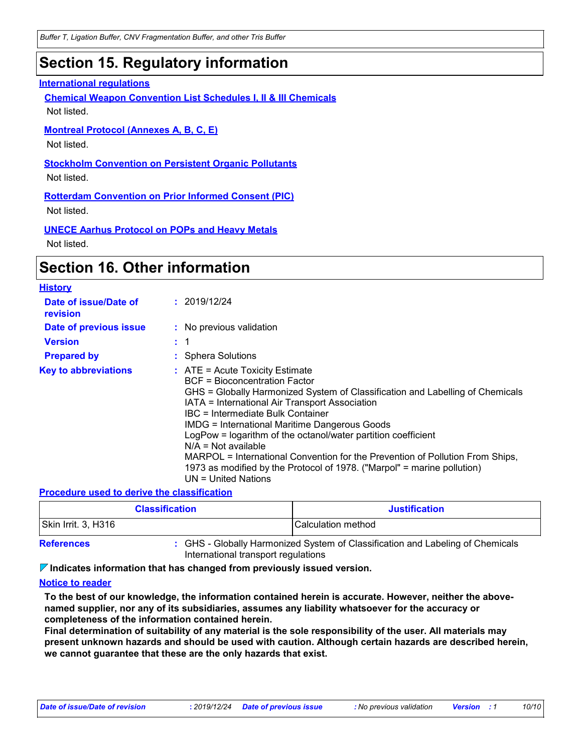# Section 15. Regulatory information

**International regulations**

**Chemical Weapon Convention List Schedules I, II & III Chemicals**

Not listed.

**Montreal Protocol (Annexes A, B, C, E)**

Not listed.

**Stockholm Convention on Persistent Organic Pollutants**

Not listed.

**Rotterdam Convention on Prior Informed Consent (PIC)**

Not listed.

**UNECE Aarhus Protocol on POPs and Heavy Metals**

Not listed.

# Section 16. Other information

**History**

**Date of issue/Date of revision** : 2019/12/24

**Date of previous issue** : No previous validation

**Version** : 1

**Prepared by** : Sphera Solutions

**Key to abbreviations** :
ATE = Acute Toxicity Estimate
BCF = Bioconcentration Factor
GHS = Globally Harmonized System of Classification and Labelling of Chemicals
IATA = International Air Transport Association
IBC = Intermediate Bulk Container
IMDG = International Maritime Dangerous Goods
LogPow = logarithm of the octanol/water partition coefficient
N/A = Not available
MARPOL = International Convention for the Prevention of Pollution From Ships, 1973 as modified by the Protocol of 1978. ("Marpol" = marine pollution)
UN = United Nations

**Procedure used to derive the classification**

| Classification | Justification |
| --- | --- |
| Skin Irrit. 3, H316 | Calculation method |

**References** :
GHS - Globally Harmonized System of Classification and Labeling of Chemicals
International transport regulations

**Indicates information that has changed from previously issued version.**

**Notice to reader**

**To the best of our knowledge, the information contained herein is accurate. However, neither the above-named supplier, nor any of its subsidiaries, assumes any liability whatsoever for the accuracy or completeness of the information contained herein.**
**Final determination of suitability of any material is the sole responsibility of the user. All materials may present unknown hazards and should be used with caution. Although certain hazards are described herein, we cannot guarantee that these are the only hazards that exist.**